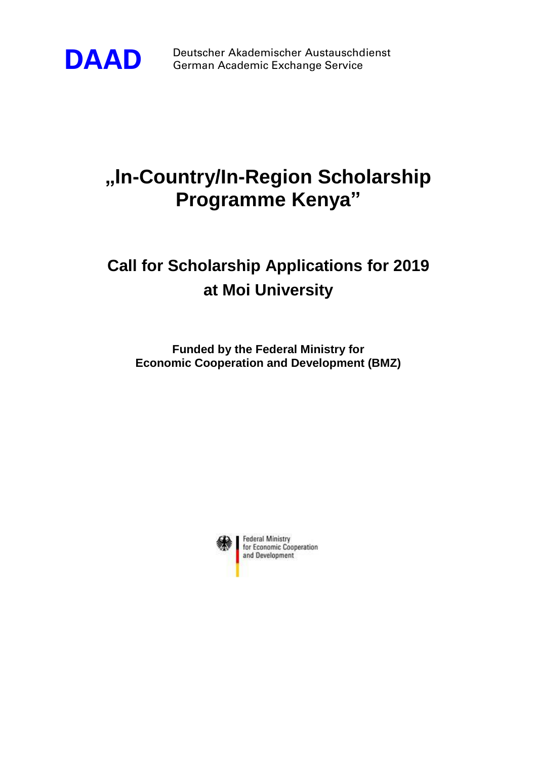**DAAD** Deutscher Akademischer Austauschdienst
German Academic Exchange Service

# „In-Country/In-Region Scholarship Programme Kenya"

## Call for Scholarship Applications for 2019 at Moi University

**Funded by the Federal Ministry for Economic Cooperation and Development (BMZ)**

Federal Ministry for Economic Cooperation and Development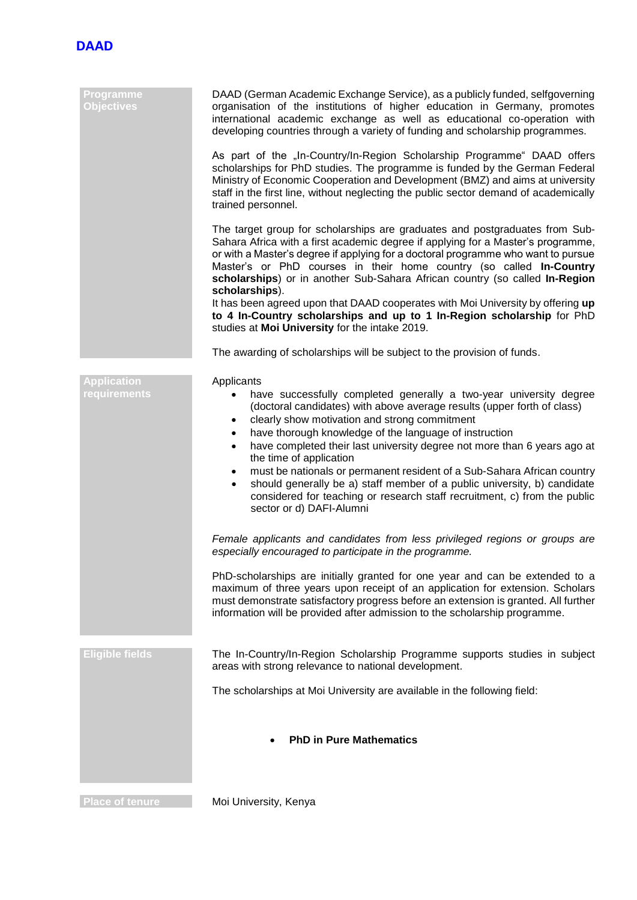**DAAD**

## Programme Objectives

DAAD (German Academic Exchange Service), as a publicly funded, selfgoverning organisation of the institutions of higher education in Germany, promotes international academic exchange as well as educational co-operation with developing countries through a variety of funding and scholarship programmes.

As part of the „In-Country/In-Region Scholarship Programme" DAAD offers scholarships for PhD studies. The programme is funded by the German Federal Ministry of Economic Cooperation and Development (BMZ) and aims at university staff in the first line, without neglecting the public sector demand of academically trained personnel.

The target group for scholarships are graduates and postgraduates from Sub-Sahara Africa with a first academic degree if applying for a Master's programme, or with a Master's degree if applying for a doctoral programme who want to pursue Master's or PhD courses in their home country (so called **In-Country scholarships**) or in another Sub-Sahara African country (so called **In-Region scholarships**).
It has been agreed upon that DAAD cooperates with Moi University by offering **up to 4 In-Country scholarships and up to 1 In-Region scholarship** for PhD studies at **Moi University** for the intake 2019.

The awarding of scholarships will be subject to the provision of funds.

## Application requirements

Applicants

- have successfully completed generally a two-year university degree (doctoral candidates) with above average results (upper forth of class)
- clearly show motivation and strong commitment
- have thorough knowledge of the language of instruction
- have completed their last university degree not more than 6 years ago at the time of application
- must be nationals or permanent resident of a Sub-Sahara African country
- should generally be a) staff member of a public university, b) candidate considered for teaching or research staff recruitment, c) from the public sector or d) DAFI-Alumni

*Female applicants and candidates from less privileged regions or groups are especially encouraged to participate in the programme.*

PhD-scholarships are initially granted for one year and can be extended to a maximum of three years upon receipt of an application for extension. Scholars must demonstrate satisfactory progress before an extension is granted. All further information will be provided after admission to the scholarship programme.

## Eligible fields

The In-Country/In-Region Scholarship Programme supports studies in subject areas with strong relevance to national development.

The scholarships at Moi University are available in the following field:

- **PhD in Pure Mathematics**

## Place of tenure

Moi University, Kenya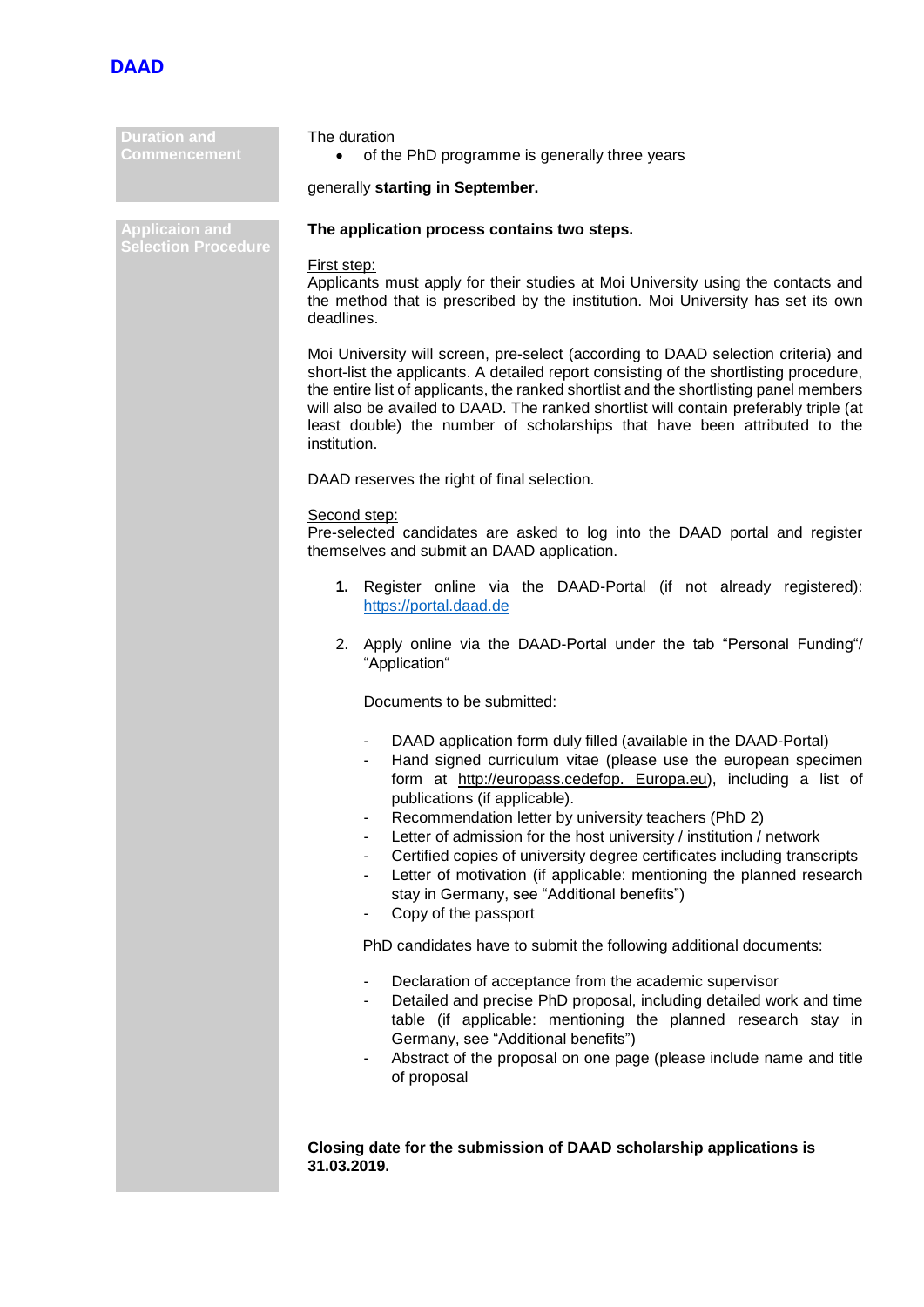## Duration and Commencement

The duration

- of the PhD programme is generally three years

generally **starting in September.**

## Applicaion and Selection Procedure

**The application process contains two steps.**

First step:
Applicants must apply for their studies at Moi University using the contacts and the method that is prescribed by the institution. Moi University has set its own deadlines.

Moi University will screen, pre-select (according to DAAD selection criteria) and short-list the applicants. A detailed report consisting of the shortlisting procedure, the entire list of applicants, the ranked shortlist and the shortlisting panel members will also be availed to DAAD. The ranked shortlist will contain preferably triple (at least double) the number of scholarships that have been attributed to the institution.

DAAD reserves the right of final selection.

Second step:
Pre-selected candidates are asked to log into the DAAD portal and register themselves and submit an DAAD application.

1. Register online via the DAAD-Portal (if not already registered): https://portal.daad.de

2. Apply online via the DAAD-Portal under the tab "Personal Funding"/ "Application"

   Documents to be submitted:

   - DAAD application form duly filled (available in the DAAD-Portal)
   - Hand signed curriculum vitae (please use the european specimen form at http://europass.cedefop. Europa.eu), including a list of publications (if applicable).
   - Recommendation letter by university teachers (PhD 2)
   - Letter of admission for the host university / institution / network
   - Certified copies of university degree certificates including transcripts
   - Letter of motivation (if applicable: mentioning the planned research stay in Germany, see "Additional benefits")
   - Copy of the passport

   PhD candidates have to submit the following additional documents:

   - Declaration of acceptance from the academic supervisor
   - Detailed and precise PhD proposal, including detailed work and time table (if applicable: mentioning the planned research stay in Germany, see "Additional benefits")
   - Abstract of the proposal on one page (please include name and title of proposal

**Closing date for the submission of DAAD scholarship applications is 31.03.2019.**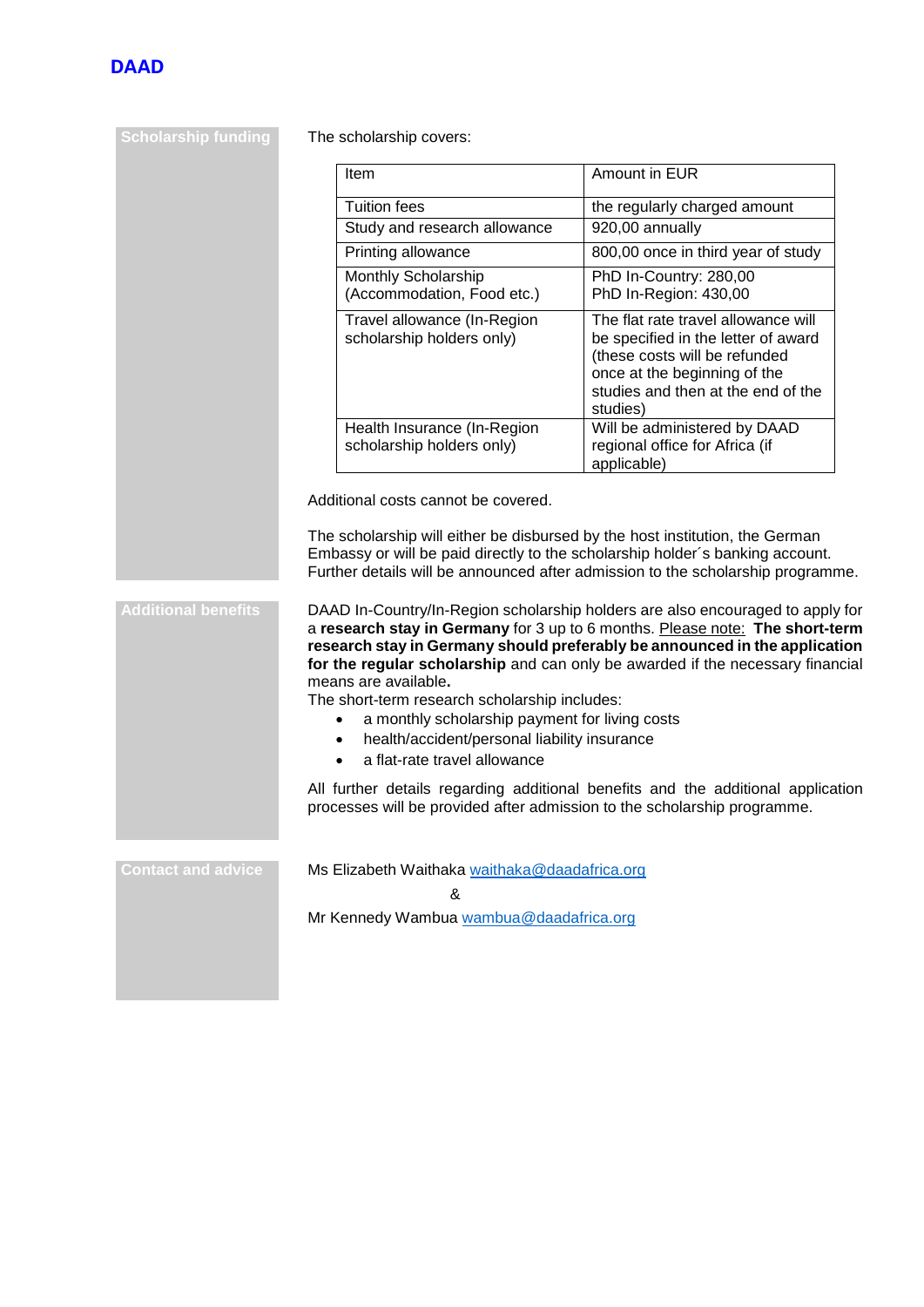## Scholarship funding

The scholarship covers:

| Item | Amount in EUR |
|---|---|
| Tuition fees | the regularly charged amount |
| Study and research allowance | 920,00 annually |
| Printing allowance | 800,00 once in third year of study |
| Monthly Scholarship (Accommodation, Food etc.) | PhD In-Country: 280,00<br>PhD In-Region: 430,00 |
| Travel allowance (In-Region scholarship holders only) | The flat rate travel allowance will be specified in the letter of award (these costs will be refunded once at the beginning of the studies and then at the end of the studies) |
| Health Insurance (In-Region scholarship holders only) | Will be administered by DAAD regional office for Africa (if applicable) |

Additional costs cannot be covered.

The scholarship will either be disbursed by the host institution, the German Embassy or will be paid directly to the scholarship holder´s banking account. Further details will be announced after admission to the scholarship programme.

## Additional benefits

DAAD In-Country/In-Region scholarship holders are also encouraged to apply for a **research stay in Germany** for 3 up to 6 months. Please note: **The short-term research stay in Germany should preferably be announced in the application for the regular scholarship** and can only be awarded if the necessary financial means are available**.**

The short-term research scholarship includes:

- a monthly scholarship payment for living costs
- health/accident/personal liability insurance
- a flat-rate travel allowance

All further details regarding additional benefits and the additional application processes will be provided after admission to the scholarship programme.

## Contact and advice

Ms Elizabeth Waithaka waithaka@daadafrica.org

&

Mr Kennedy Wambua wambua@daadafrica.org